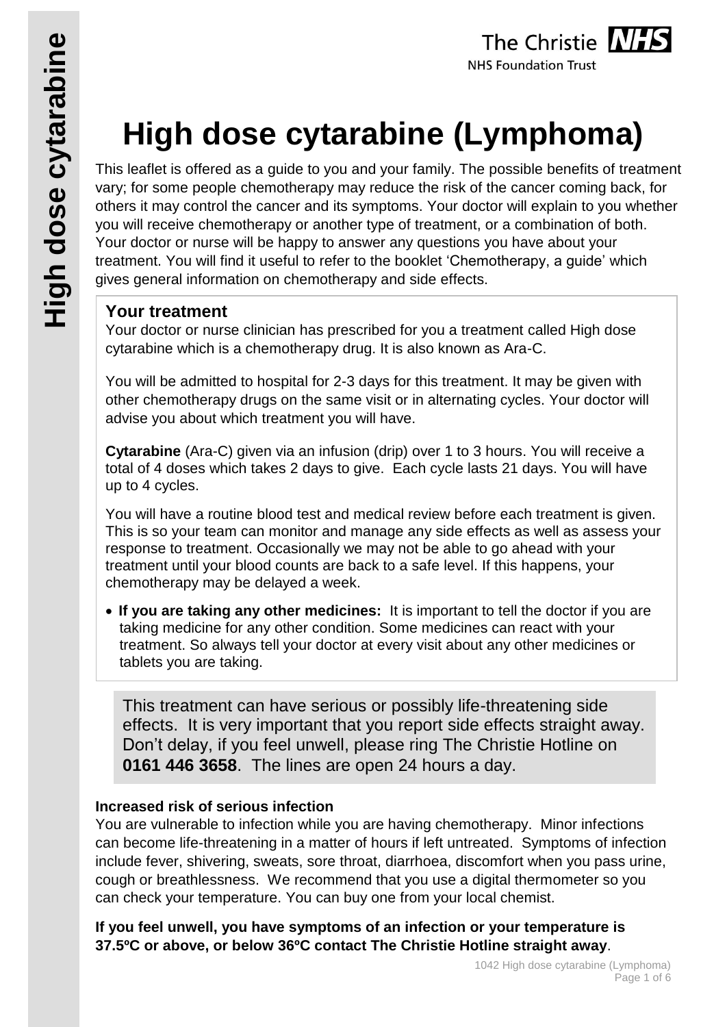# High dose cytarabine (Lymphoma)

This leaflet is offered as a guide to you and your family. The possible benefits of treatment vary; for some people chemotherapy may reduce the risk of the cancer coming back, for others it may control the cancer and its symptoms. Your doctor will explain to you whether you will receive chemotherapy or another type of treatment, or a combination of both. Your doctor or nurse will be happy to answer any questions you have about your treatment. You will find it useful to refer to the booklet 'Chemotherapy, a guide' which gives general information on chemotherapy and side effects.

## Your treatment

Your doctor or nurse clinician has prescribed for you a treatment called High dose cytarabine which is a chemotherapy drug. It is also known as Ara-C.

You will be admitted to hospital for 2-3 days for this treatment. It may be given with other chemotherapy drugs on the same visit or in alternating cycles. Your doctor will advise you about which treatment you will have.

**Cytarabine** (Ara-C) given via an infusion (drip) over 1 to 3 hours. You will receive a total of 4 doses which takes 2 days to give. Each cycle lasts 21 days. You will have up to 4 cycles.

You will have a routine blood test and medical review before each treatment is given. This is so your team can monitor and manage any side effects as well as assess your response to treatment. Occasionally we may not be able to go ahead with your treatment until your blood counts are back to a safe level. If this happens, your chemotherapy may be delayed a week.

- **If you are taking any other medicines:** It is important to tell the doctor if you are taking medicine for any other condition. Some medicines can react with your treatment. So always tell your doctor at every visit about any other medicines or tablets you are taking.

This treatment can have serious or possibly life-threatening side effects. It is very important that you report side effects straight away. Don't delay, if you feel unwell, please ring The Christie Hotline on **0161 446 3658**. The lines are open 24 hours a day.

### Increased risk of serious infection

You are vulnerable to infection while you are having chemotherapy. Minor infections can become life-threatening in a matter of hours if left untreated. Symptoms of infection include fever, shivering, sweats, sore throat, diarrhoea, discomfort when you pass urine, cough or breathlessness. We recommend that you use a digital thermometer so you can check your temperature. You can buy one from your local chemist.

**If you feel unwell, you have symptoms of an infection or your temperature is 37.5ºC or above, or below 36ºC contact The Christie Hotline straight away**.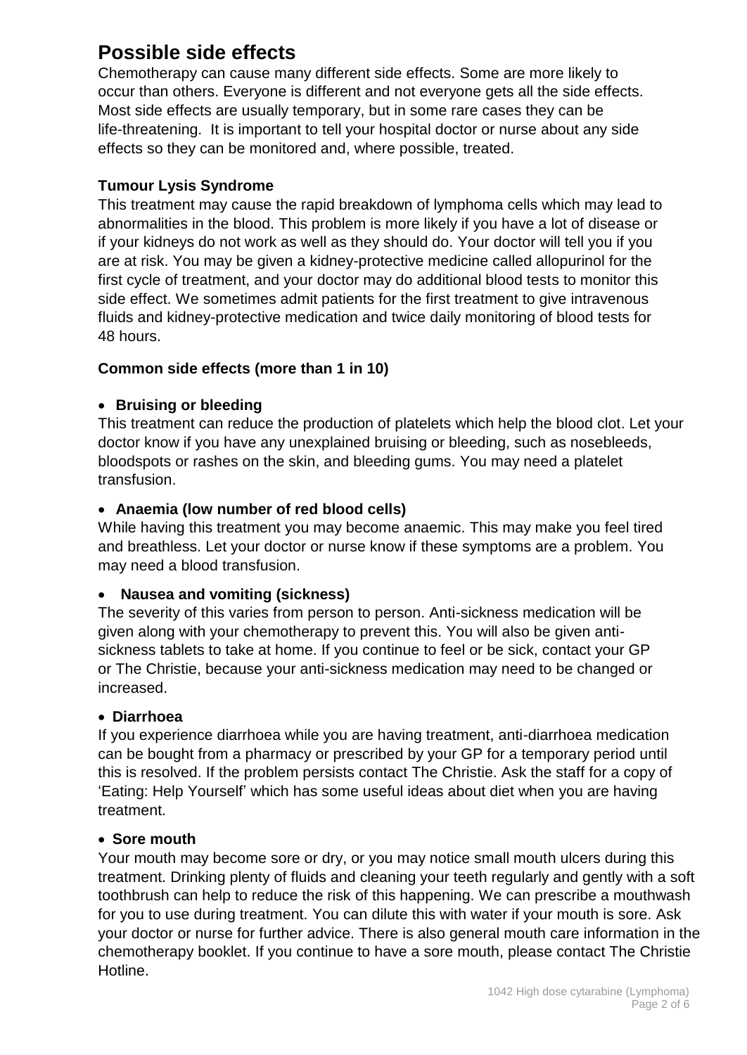# Possible side effects

Chemotherapy can cause many different side effects. Some are more likely to occur than others. Everyone is different and not everyone gets all the side effects. Most side effects are usually temporary, but in some rare cases they can be life-threatening. It is important to tell your hospital doctor or nurse about any side effects so they can be monitored and, where possible, treated.

### Tumour Lysis Syndrome

This treatment may cause the rapid breakdown of lymphoma cells which may lead to abnormalities in the blood. This problem is more likely if you have a lot of disease or if your kidneys do not work as well as they should do. Your doctor will tell you if you are at risk. You may be given a kidney-protective medicine called allopurinol for the first cycle of treatment, and your doctor may do additional blood tests to monitor this side effect. We sometimes admit patients for the first treatment to give intravenous fluids and kidney-protective medication and twice daily monitoring of blood tests for 48 hours.

### Common side effects (more than 1 in 10)

- **Bruising or bleeding**

This treatment can reduce the production of platelets which help the blood clot. Let your doctor know if you have any unexplained bruising or bleeding, such as nosebleeds, bloodspots or rashes on the skin, and bleeding gums. You may need a platelet transfusion.

- **Anaemia (low number of red blood cells)**

While having this treatment you may become anaemic. This may make you feel tired and breathless. Let your doctor or nurse know if these symptoms are a problem. You may need a blood transfusion.

- **Nausea and vomiting (sickness)**

The severity of this varies from person to person. Anti-sickness medication will be given along with your chemotherapy to prevent this. You will also be given anti-sickness tablets to take at home. If you continue to feel or be sick, contact your GP or The Christie, because your anti-sickness medication may need to be changed or increased.

- **Diarrhoea**

If you experience diarrhoea while you are having treatment, anti-diarrhoea medication can be bought from a pharmacy or prescribed by your GP for a temporary period until this is resolved. If the problem persists contact The Christie. Ask the staff for a copy of 'Eating: Help Yourself' which has some useful ideas about diet when you are having treatment.

- **Sore mouth**

Your mouth may become sore or dry, or you may notice small mouth ulcers during this treatment. Drinking plenty of fluids and cleaning your teeth regularly and gently with a soft toothbrush can help to reduce the risk of this happening. We can prescribe a mouthwash for you to use during treatment. You can dilute this with water if your mouth is sore. Ask your doctor or nurse for further advice. There is also general mouth care information in the chemotherapy booklet. If you continue to have a sore mouth, please contact The Christie Hotline.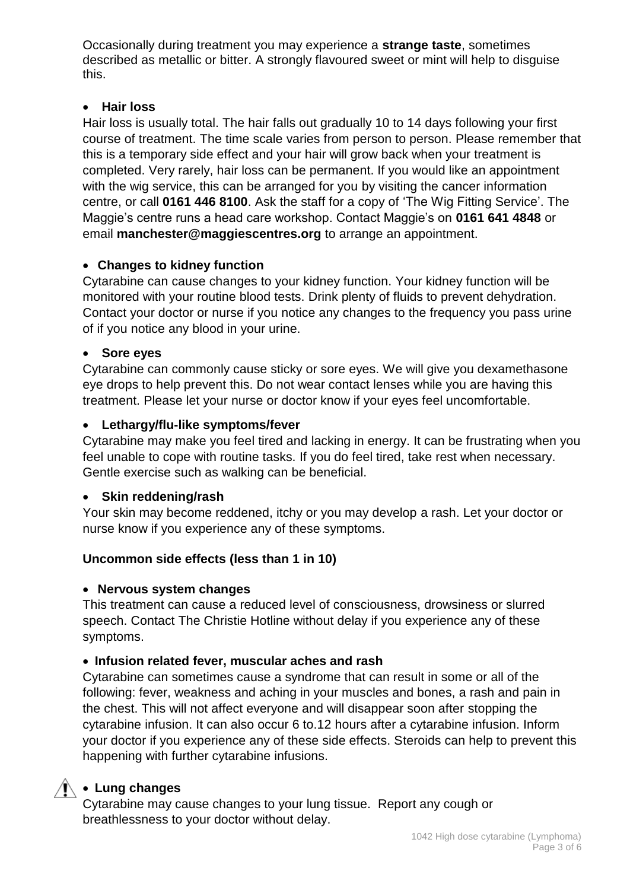Occasionally during treatment you may experience a **strange taste**, sometimes described as metallic or bitter. A strongly flavoured sweet or mint will help to disguise this.

- **Hair loss**

Hair loss is usually total. The hair falls out gradually 10 to 14 days following your first course of treatment. The time scale varies from person to person. Please remember that this is a temporary side effect and your hair will grow back when your treatment is completed. Very rarely, hair loss can be permanent. If you would like an appointment with the wig service, this can be arranged for you by visiting the cancer information centre, or call **0161 446 8100**. Ask the staff for a copy of 'The Wig Fitting Service'. The Maggie's centre runs a head care workshop. Contact Maggie's on **0161 641 4848** or email **manchester@maggiescentres.org** to arrange an appointment.

- **Changes to kidney function**

Cytarabine can cause changes to your kidney function. Your kidney function will be monitored with your routine blood tests. Drink plenty of fluids to prevent dehydration. Contact your doctor or nurse if you notice any changes to the frequency you pass urine of if you notice any blood in your urine.

- **Sore eyes**

Cytarabine can commonly cause sticky or sore eyes. We will give you dexamethasone eye drops to help prevent this. Do not wear contact lenses while you are having this treatment. Please let your nurse or doctor know if your eyes feel uncomfortable.

- **Lethargy/flu-like symptoms/fever**

Cytarabine may make you feel tired and lacking in energy. It can be frustrating when you feel unable to cope with routine tasks. If you do feel tired, take rest when necessary. Gentle exercise such as walking can be beneficial.

- **Skin reddening/rash**

Your skin may become reddened, itchy or you may develop a rash. Let your doctor or nurse know if you experience any of these symptoms.

**Uncommon side effects (less than 1 in 10)**

- **Nervous system changes**

This treatment can cause a reduced level of consciousness, drowsiness or slurred speech. Contact The Christie Hotline without delay if you experience any of these symptoms.

- **Infusion related fever, muscular aches and rash**

Cytarabine can sometimes cause a syndrome that can result in some or all of the following: fever, weakness and aching in your muscles and bones, a rash and pain in the chest. This will not affect everyone and will disappear soon after stopping the cytarabine infusion. It can also occur 6 to.12 hours after a cytarabine infusion. Inform your doctor if you experience any of these side effects. Steroids can help to prevent this happening with further cytarabine infusions.

- ⚠ **Lung changes**

Cytarabine may cause changes to your lung tissue. Report any cough or breathlessness to your doctor without delay.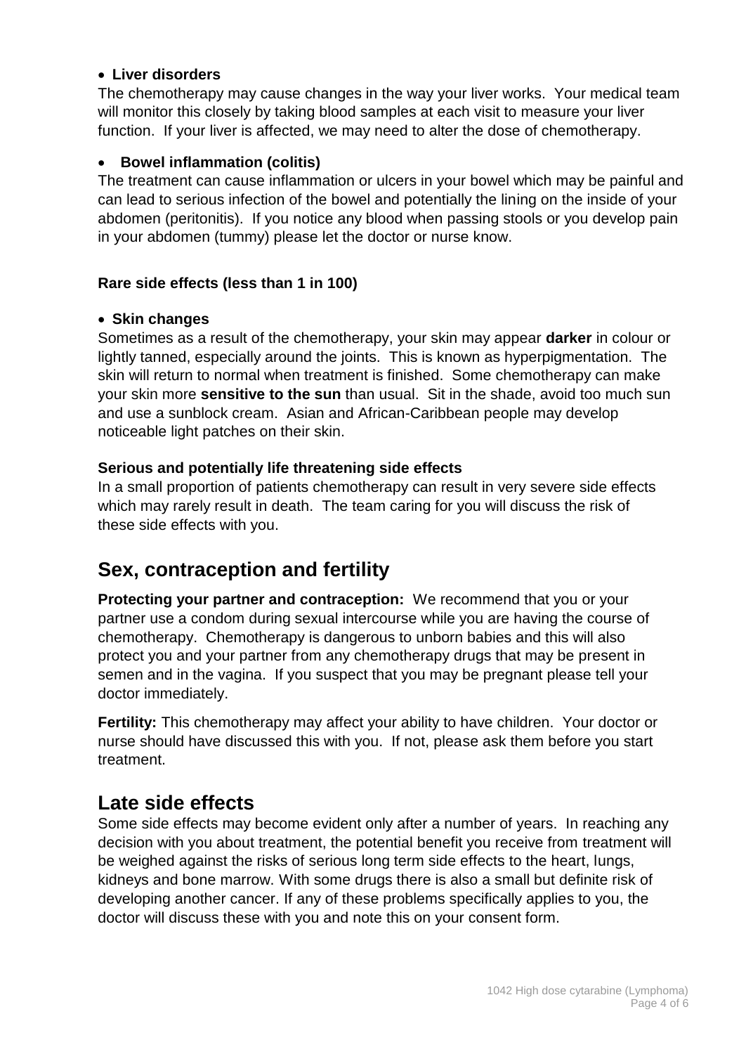- **Liver disorders**

The chemotherapy may cause changes in the way your liver works. Your medical team will monitor this closely by taking blood samples at each visit to measure your liver function. If your liver is affected, we may need to alter the dose of chemotherapy.

- **Bowel inflammation (colitis)**

The treatment can cause inflammation or ulcers in your bowel which may be painful and can lead to serious infection of the bowel and potentially the lining on the inside of your abdomen (peritonitis). If you notice any blood when passing stools or you develop pain in your abdomen (tummy) please let the doctor or nurse know.

**Rare side effects (less than 1 in 100)**

- **Skin changes**

Sometimes as a result of the chemotherapy, your skin may appear **darker** in colour or lightly tanned, especially around the joints. This is known as hyperpigmentation. The skin will return to normal when treatment is finished. Some chemotherapy can make your skin more **sensitive to the sun** than usual. Sit in the shade, avoid too much sun and use a sunblock cream. Asian and African-Caribbean people may develop noticeable light patches on their skin.

**Serious and potentially life threatening side effects**

In a small proportion of patients chemotherapy can result in very severe side effects which may rarely result in death. The team caring for you will discuss the risk of these side effects with you.

## Sex, contraception and fertility

**Protecting your partner and contraception:** We recommend that you or your partner use a condom during sexual intercourse while you are having the course of chemotherapy. Chemotherapy is dangerous to unborn babies and this will also protect you and your partner from any chemotherapy drugs that may be present in semen and in the vagina. If you suspect that you may be pregnant please tell your doctor immediately.

**Fertility:** This chemotherapy may affect your ability to have children. Your doctor or nurse should have discussed this with you. If not, please ask them before you start treatment.

## Late side effects

Some side effects may become evident only after a number of years. In reaching any decision with you about treatment, the potential benefit you receive from treatment will be weighed against the risks of serious long term side effects to the heart, lungs, kidneys and bone marrow. With some drugs there is also a small but definite risk of developing another cancer. If any of these problems specifically applies to you, the doctor will discuss these with you and note this on your consent form.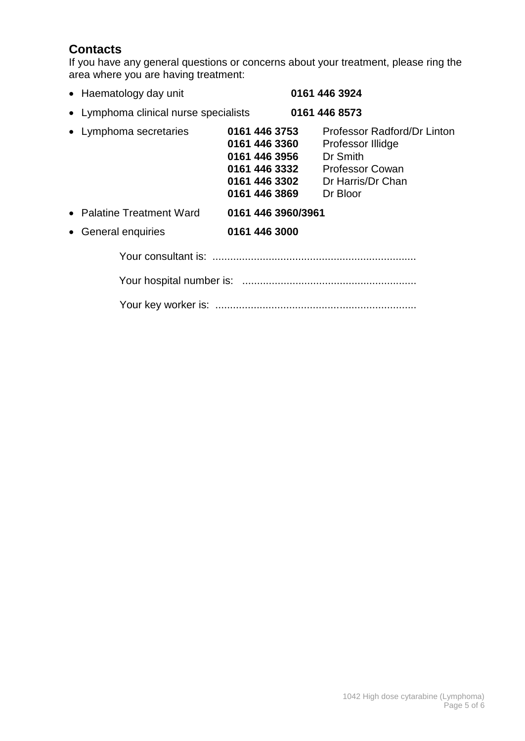## Contacts

If you have any general questions or concerns about your treatment, please ring the area where you are having treatment:

- Haematology day unit **0161 446 3924**
- Lymphoma clinical nurse specialists **0161 446 8573**
- Lymphoma secretaries
  - **0161 446 3753** Professor Radford/Dr Linton
  - **0161 446 3360** Professor Illidge
  - **0161 446 3956** Dr Smith
  - **0161 446 3332** Professor Cowan
  - **0161 446 3302** Dr Harris/Dr Chan
  - **0161 446 3869** Dr Bloor
- Palatine Treatment Ward **0161 446 3960/3961**
- General enquiries **0161 446 3000**

Your consultant is: ....................................................................

Your hospital number is: ..........................................................

Your key worker is: ...................................................................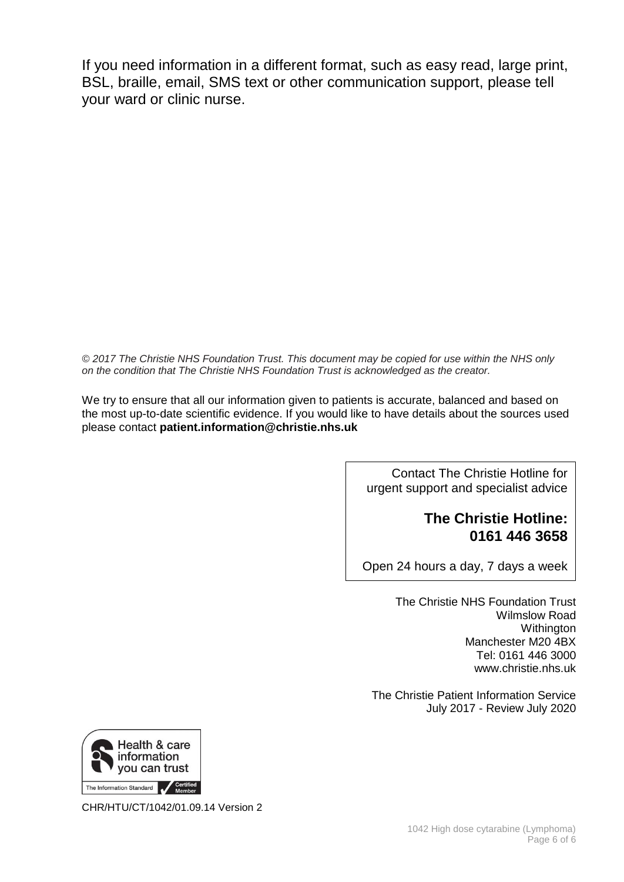If you need information in a different format, such as easy read, large print, BSL, braille, email, SMS text or other communication support, please tell your ward or clinic nurse.

*© 2017 The Christie NHS Foundation Trust. This document may be copied for use within the NHS only on the condition that The Christie NHS Foundation Trust is acknowledged as the creator.*

We try to ensure that all our information given to patients is accurate, balanced and based on the most up-to-date scientific evidence. If you would like to have details about the sources used please contact **patient.information@christie.nhs.uk**

Contact The Christie Hotline for urgent support and specialist advice

**The Christie Hotline: 0161 446 3658**

Open 24 hours a day, 7 days a week

The Christie NHS Foundation Trust
Wilmslow Road
Withington
Manchester M20 4BX
Tel: 0161 446 3000
www.christie.nhs.uk

The Christie Patient Information Service
July 2017 - Review July 2020

Health & care information you can trust
The Information Standard Certified Member

CHR/HTU/CT/1042/01.09.14 Version 2